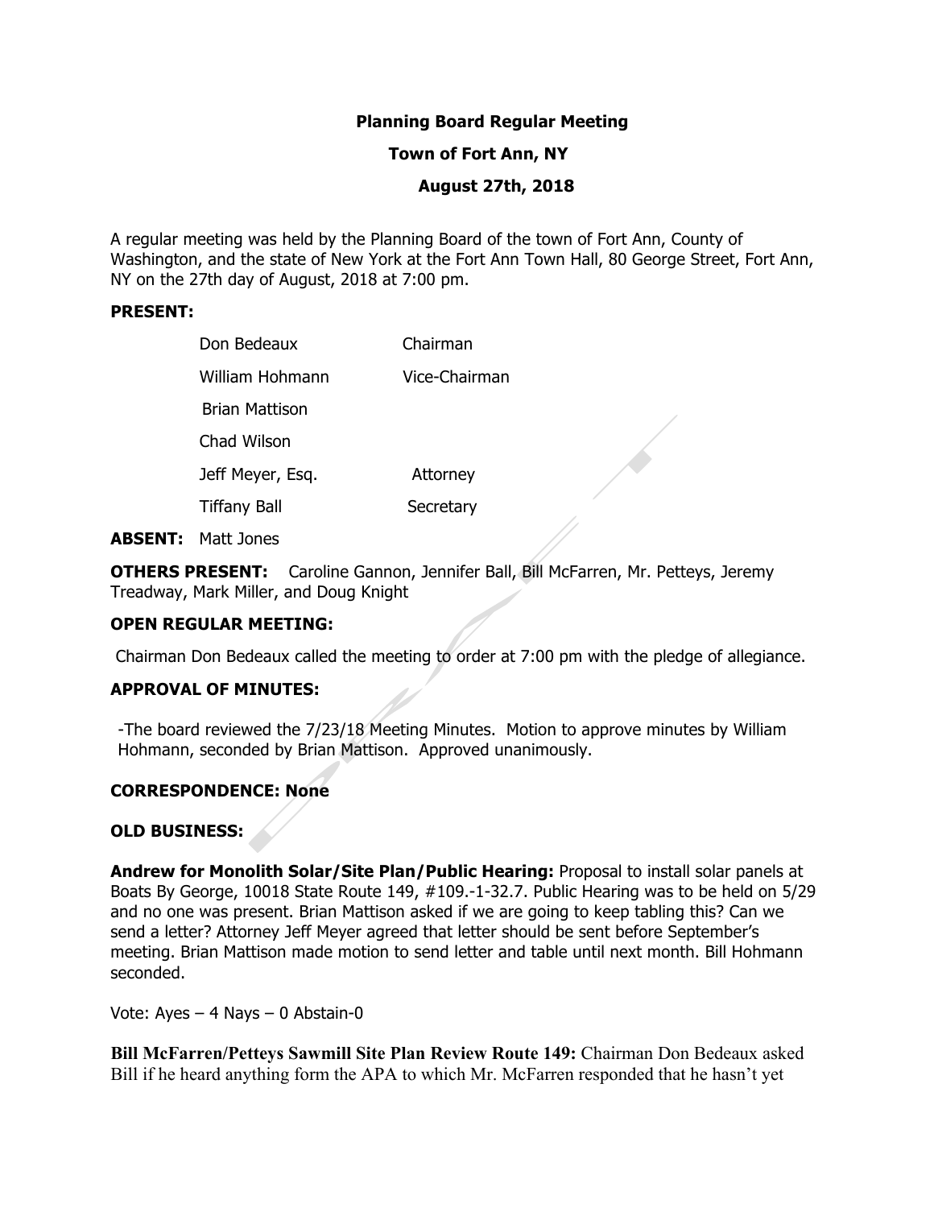# Planning Board Regular Meeting

## Town of Fort Ann, NY

### August 27th, 2018

A regular meeting was held by the Planning Board of the town of Fort Ann, County of Washington, and the state of New York at the Fort Ann Town Hall, 80 George Street, Fort Ann, NY on the 27th day of August, 2018 at 7:00 pm.

**PRESENT:**

| | |
|---|---|
| Don Bedeaux | Chairman |
| William Hohmann | Vice-Chairman |
| Brian Mattison | |
| Chad Wilson | |
| Jeff Meyer, Esq. | Attorney |
| Tiffany Ball | Secretary |

**ABSENT:** Matt Jones

**OTHERS PRESENT:** Caroline Gannon, Jennifer Ball, Bill McFarren, Mr. Petteys, Jeremy Treadway, Mark Miller, and Doug Knight

**OPEN REGULAR MEETING:**

Chairman Don Bedeaux called the meeting to order at 7:00 pm with the pledge of allegiance.

**APPROVAL OF MINUTES:**

-The board reviewed the 7/23/18 Meeting Minutes. Motion to approve minutes by William Hohmann, seconded by Brian Mattison. Approved unanimously.

**CORRESPONDENCE: None**

**OLD BUSINESS:**

**Andrew for Monolith Solar/Site Plan/Public Hearing:** Proposal to install solar panels at Boats By George, 10018 State Route 149, #109.-1-32.7. Public Hearing was to be held on 5/29 and no one was present. Brian Mattison asked if we are going to keep tabling this? Can we send a letter? Attorney Jeff Meyer agreed that letter should be sent before September's meeting. Brian Mattison made motion to send letter and table until next month. Bill Hohmann seconded.

Vote: Ayes – 4 Nays – 0 Abstain-0

**Bill McFarren/Petteys Sawmill Site Plan Review Route 149:** Chairman Don Bedeaux asked Bill if he heard anything form the APA to which Mr. McFarren responded that he hasn't yet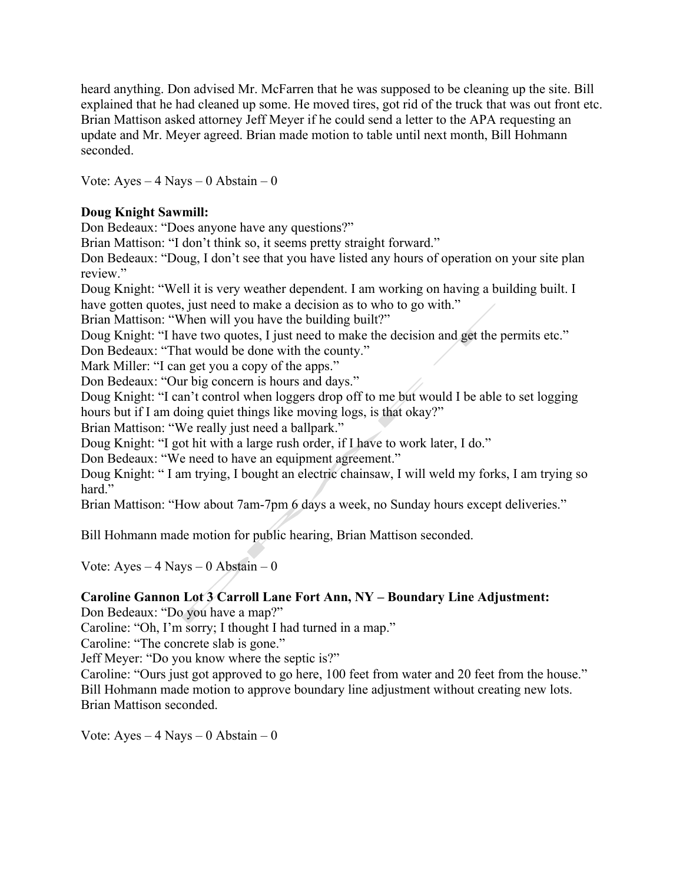heard anything. Don advised Mr. McFarren that he was supposed to be cleaning up the site. Bill explained that he had cleaned up some. He moved tires, got rid of the truck that was out front etc. Brian Mattison asked attorney Jeff Meyer if he could send a letter to the APA requesting an update and Mr. Meyer agreed. Brian made motion to table until next month, Bill Hohmann seconded.

Vote: Ayes – 4 Nays – 0 Abstain – 0

**Doug Knight Sawmill:**

Don Bedeaux: "Does anyone have any questions?"
Brian Mattison: "I don't think so, it seems pretty straight forward."
Don Bedeaux: "Doug, I don't see that you have listed any hours of operation on your site plan review."
Doug Knight: "Well it is very weather dependent. I am working on having a building built. I have gotten quotes, just need to make a decision as to who to go with."
Brian Mattison: "When will you have the building built?"
Doug Knight: "I have two quotes, I just need to make the decision and get the permits etc."
Don Bedeaux: "That would be done with the county."
Mark Miller: "I can get you a copy of the apps."
Don Bedeaux: "Our big concern is hours and days."
Doug Knight: "I can't control when loggers drop off to me but would I be able to set logging hours but if I am doing quiet things like moving logs, is that okay?"
Brian Mattison: "We really just need a ballpark."
Doug Knight: "I got hit with a large rush order, if I have to work later, I do."
Don Bedeaux: "We need to have an equipment agreement."
Doug Knight: " I am trying, I bought an electric chainsaw, I will weld my forks, I am trying so hard."
Brian Mattison: "How about 7am-7pm 6 days a week, no Sunday hours except deliveries."

Bill Hohmann made motion for public hearing, Brian Mattison seconded.

Vote: Ayes – 4 Nays – 0 Abstain – 0

**Caroline Gannon Lot 3 Carroll Lane Fort Ann, NY – Boundary Line Adjustment:**

Don Bedeaux: "Do you have a map?"
Caroline: "Oh, I'm sorry; I thought I had turned in a map."
Caroline: "The concrete slab is gone."
Jeff Meyer: "Do you know where the septic is?"
Caroline: "Ours just got approved to go here, 100 feet from water and 20 feet from the house."
Bill Hohmann made motion to approve boundary line adjustment without creating new lots. Brian Mattison seconded.

Vote: Ayes – 4 Nays – 0 Abstain – 0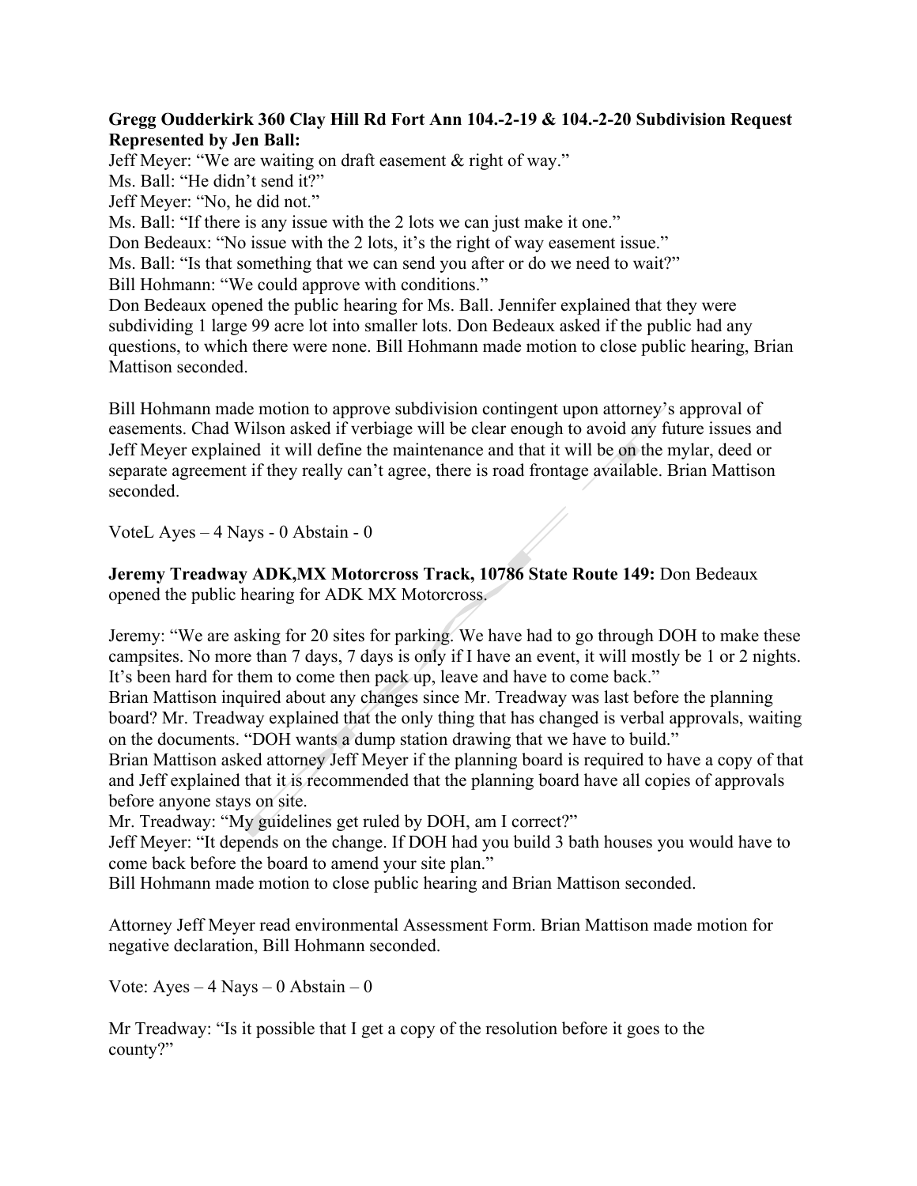**Gregg Oudderkirk 360 Clay Hill Rd Fort Ann 104.-2-19 & 104.-2-20 Subdivision Request Represented by Jen Ball:**

Jeff Meyer: "We are waiting on draft easement & right of way."
Ms. Ball: "He didn't send it?"
Jeff Meyer: "No, he did not."
Ms. Ball: "If there is any issue with the 2 lots we can just make it one."
Don Bedeaux: "No issue with the 2 lots, it's the right of way easement issue."
Ms. Ball: "Is that something that we can send you after or do we need to wait?"
Bill Hohmann: "We could approve with conditions."
Don Bedeaux opened the public hearing for Ms. Ball. Jennifer explained that they were subdividing 1 large 99 acre lot into smaller lots. Don Bedeaux asked if the public had any questions, to which there were none. Bill Hohmann made motion to close public hearing, Brian Mattison seconded.

Bill Hohmann made motion to approve subdivision contingent upon attorney's approval of easements. Chad Wilson asked if verbiage will be clear enough to avoid any future issues and Jeff Meyer explained it will define the maintenance and that it will be on the mylar, deed or separate agreement if they really can't agree, there is road frontage available. Brian Mattison seconded.

VoteL Ayes – 4 Nays - 0 Abstain - 0

**Jeremy Treadway ADK,MX Motorcross Track, 10786 State Route 149:** Don Bedeaux opened the public hearing for ADK MX Motorcross.

Jeremy: "We are asking for 20 sites for parking. We have had to go through DOH to make these campsites. No more than 7 days, 7 days is only if I have an event, it will mostly be 1 or 2 nights. It's been hard for them to come then pack up, leave and have to come back."
Brian Mattison inquired about any changes since Mr. Treadway was last before the planning board? Mr. Treadway explained that the only thing that has changed is verbal approvals, waiting on the documents. "DOH wants a dump station drawing that we have to build."
Brian Mattison asked attorney Jeff Meyer if the planning board is required to have a copy of that and Jeff explained that it is recommended that the planning board have all copies of approvals before anyone stays on site.
Mr. Treadway: "My guidelines get ruled by DOH, am I correct?"
Jeff Meyer: "It depends on the change. If DOH had you build 3 bath houses you would have to come back before the board to amend your site plan."
Bill Hohmann made motion to close public hearing and Brian Mattison seconded.

Attorney Jeff Meyer read environmental Assessment Form. Brian Mattison made motion for negative declaration, Bill Hohmann seconded.

Vote: Ayes – 4 Nays – 0 Abstain – 0

Mr Treadway: "Is it possible that I get a copy of the resolution before it goes to the county?"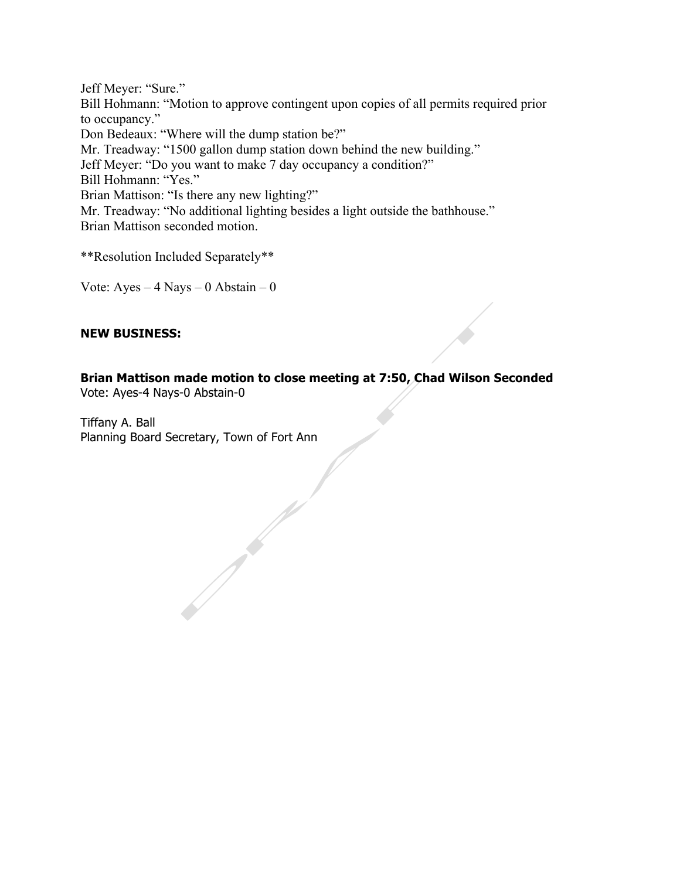Jeff Meyer: "Sure."
Bill Hohmann: "Motion to approve contingent upon copies of all permits required prior to occupancy."
Don Bedeaux: "Where will the dump station be?"
Mr. Treadway: "1500 gallon dump station down behind the new building."
Jeff Meyer: "Do you want to make 7 day occupancy a condition?"
Bill Hohmann: "Yes."
Brian Mattison: "Is there any new lighting?"
Mr. Treadway: "No additional lighting besides a light outside the bathhouse."
Brian Mattison seconded motion.

**Resolution Included Separately**

Vote: Ayes – 4 Nays – 0 Abstain – 0

**NEW BUSINESS:**

**Brian Mattison made motion to close meeting at 7:50, Chad Wilson Seconded**
Vote: Ayes-4 Nays-0 Abstain-0

Tiffany A. Ball
Planning Board Secretary, Town of Fort Ann